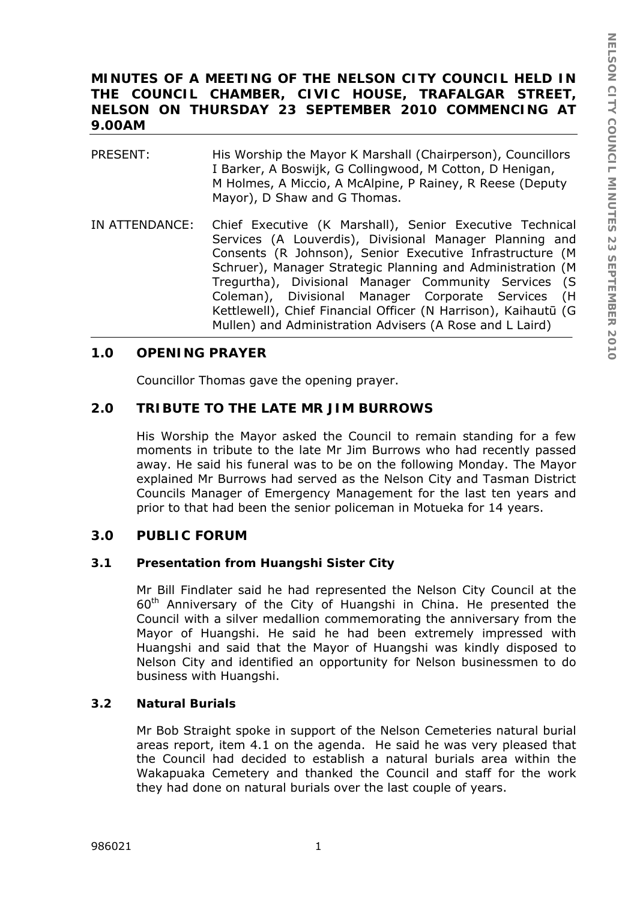# MINUTES OF A MEETING OF THE NELSON CITY COUNCIL HELD IN THE COUNCIL CHAMBER, CIVIC HOUSE, TRAFALGAR STREET, NELSON ON THURSDAY 23 SEPTEMBER 2010 COMMENCING AT 9.00AM

PRESENT: His Worship the Mayor K Marshall (Chairperson), Councillors I Barker, A Boswijk, G Collingwood, M Cotton, D Henigan, M Holmes, A Miccio, A McAlpine, P Rainey, R Reese (Deputy Mayor), D Shaw and G Thomas.

IN ATTENDANCE: Chief Executive (K Marshall), Senior Executive Technical Services (A Louverdis), Divisional Manager Planning and Consents (R Johnson), Senior Executive Infrastructure (M Schruer), Manager Strategic Planning and Administration (M Tregurtha), Divisional Manager Community Services (S Coleman), Divisional Manager Corporate Services (H Kettlewell), Chief Financial Officer (N Harrison), Kaihautū (G Mullen) and Administration Advisers (A Rose and L Laird)

## 1.0 OPENING PRAYER

Councillor Thomas gave the opening prayer.

## 2.0 TRIBUTE TO THE LATE MR JIM BURROWS

His Worship the Mayor asked the Council to remain standing for a few moments in tribute to the late Mr Jim Burrows who had recently passed away. He said his funeral was to be on the following Monday. The Mayor explained Mr Burrows had served as the Nelson City and Tasman District Councils Manager of Emergency Management for the last ten years and prior to that had been the senior policeman in Motueka for 14 years.

## 3.0 PUBLIC FORUM

### 3.1 Presentation from Huangshi Sister City

Mr Bill Findlater said he had represented the Nelson City Council at the 60th Anniversary of the City of Huangshi in China. He presented the Council with a silver medallion commemorating the anniversary from the Mayor of Huangshi. He said he had been extremely impressed with Huangshi and said that the Mayor of Huangshi was kindly disposed to Nelson City and identified an opportunity for Nelson businessmen to do business with Huangshi.

### 3.2 Natural Burials

Mr Bob Straight spoke in support of the Nelson Cemeteries natural burial areas report, item 4.1 on the agenda. He said he was very pleased that the Council had decided to establish a natural burials area within the Wakapuaka Cemetery and thanked the Council and staff for the work they had done on natural burials over the last couple of years.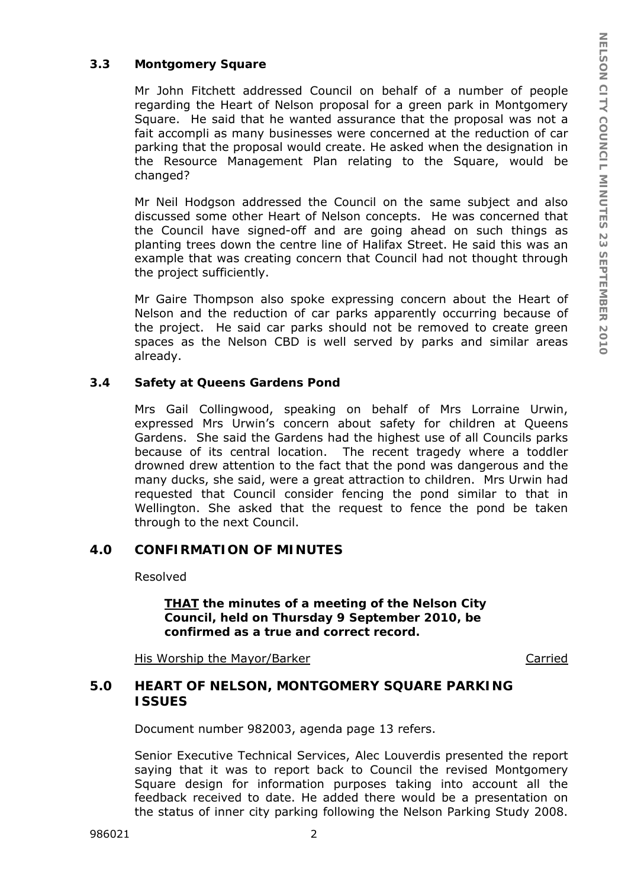### 3.3 Montgomery Square

Mr John Fitchett addressed Council on behalf of a number of people regarding the Heart of Nelson proposal for a green park in Montgomery Square. He said that he wanted assurance that the proposal was not a fait accompli as many businesses were concerned at the reduction of car parking that the proposal would create. He asked when the designation in the Resource Management Plan relating to the Square, would be changed?

Mr Neil Hodgson addressed the Council on the same subject and also discussed some other Heart of Nelson concepts. He was concerned that the Council have signed-off and are going ahead on such things as planting trees down the centre line of Halifax Street. He said this was an example that was creating concern that Council had not thought through the project sufficiently.

Mr Gaire Thompson also spoke expressing concern about the Heart of Nelson and the reduction of car parks apparently occurring because of the project. He said car parks should not be removed to create green spaces as the Nelson CBD is well served by parks and similar areas already.

### 3.4 Safety at Queens Gardens Pond

Mrs Gail Collingwood, speaking on behalf of Mrs Lorraine Urwin, expressed Mrs Urwin's concern about safety for children at Queens Gardens. She said the Gardens had the highest use of all Councils parks because of its central location. The recent tragedy where a toddler drowned drew attention to the fact that the pond was dangerous and the many ducks, she said, were a great attraction to children. Mrs Urwin had requested that Council consider fencing the pond similar to that in Wellington. She asked that the request to fence the pond be taken through to the next Council.

## 4.0 CONFIRMATION OF MINUTES

Resolved

> **<u>THAT</u> the minutes of a meeting of the Nelson City Council, held on Thursday 9 September 2010, be confirmed as a true and correct record.**

<u>His Worship the Mayor/Barker</u> <u>Carried</u>

## 5.0 HEART OF NELSON, MONTGOMERY SQUARE PARKING ISSUES

Document number 982003, agenda page 13 refers.

Senior Executive Technical Services, Alec Louverdis presented the report saying that it was to report back to Council the revised Montgomery Square design for information purposes taking into account all the feedback received to date. He added there would be a presentation on the status of inner city parking following the Nelson Parking Study 2008.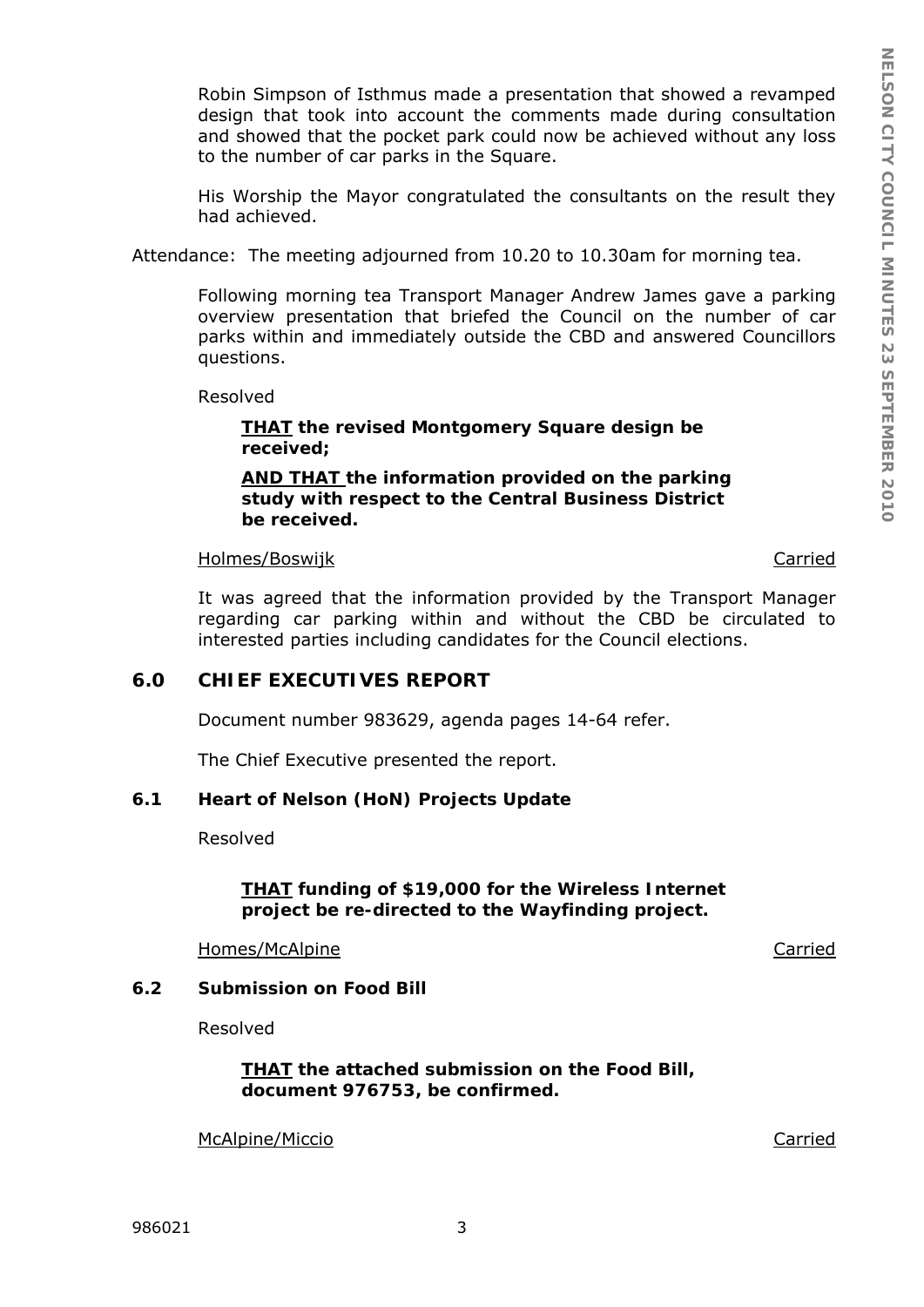Robin Simpson of Isthmus made a presentation that showed a revamped design that took into account the comments made during consultation and showed that the pocket park could now be achieved without any loss to the number of car parks in the Square.

His Worship the Mayor congratulated the consultants on the result they had achieved.

Attendance: The meeting adjourned from 10.20 to 10.30am for morning tea.

Following morning tea Transport Manager Andrew James gave a parking overview presentation that briefed the Council on the number of car parks within and immediately outside the CBD and answered Councillors questions.

Resolved

> **<u>THAT</u> the revised Montgomery Square design be received;**
>
> **<u>AND THAT</u> the information provided on the parking study with respect to the Central Business District be received.**

<u>Holmes/Boswijk</u> <u>Carried</u>

It was agreed that the information provided by the Transport Manager regarding car parking within and without the CBD be circulated to interested parties including candidates for the Council elections.

## 6.0 CHIEF EXECUTIVES REPORT

Document number 983629, agenda pages 14-64 refer.

The Chief Executive presented the report.

### 6.1 Heart of Nelson (HoN) Projects Update

Resolved

> **<u>THAT</u> funding of $19,000 for the Wireless Internet project be re-directed to the Wayfinding project.**

<u>Homes/McAlpine</u> <u>Carried</u>

### 6.2 Submission on Food Bill

Resolved

> **<u>THAT</u> the attached submission on the Food Bill, document 976753, be confirmed.**

<u>McAlpine/Miccio</u> <u>Carried</u>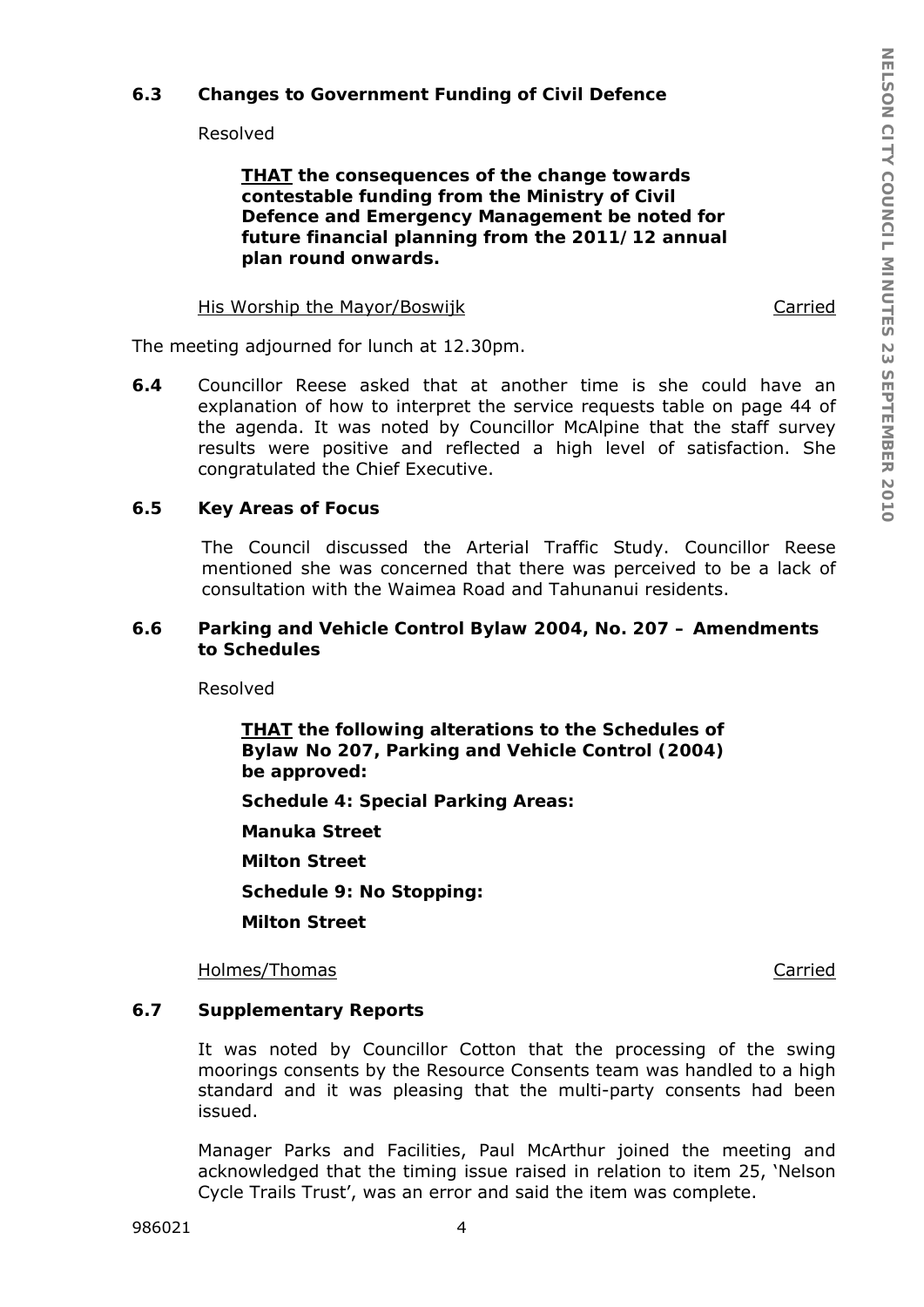### 6.3 Changes to Government Funding of Civil Defence

Resolved

> ***THAT** the consequences of the change towards contestable funding from the Ministry of Civil Defence and Emergency Management be noted for future financial planning from the 2011/12 annual plan round onwards.*

His Worship the Mayor/Boswijk — Carried

The meeting adjourned for lunch at 12.30pm.

**6.4** Councillor Reese asked that at another time is she could have an explanation of how to interpret the service requests table on page 44 of the agenda. It was noted by Councillor McAlpine that the staff survey results were positive and reflected a high level of satisfaction. She congratulated the Chief Executive.

### 6.5 Key Areas of Focus

The Council discussed the Arterial Traffic Study. Councillor Reese mentioned she was concerned that there was perceived to be a lack of consultation with the Waimea Road and Tahunanui residents.

### 6.6 Parking and Vehicle Control Bylaw 2004, No. 207 – Amendments to Schedules

Resolved

> ***THAT** the following alterations to the Schedules of Bylaw No 207, Parking and Vehicle Control (2004) be approved:*
>
> ***Schedule 4: Special Parking Areas:***
>
> ***Manuka Street***
>
> ***Milton Street***
>
> ***Schedule 9: No Stopping:***
>
> ***Milton Street***

Holmes/Thomas — Carried

### 6.7 Supplementary Reports

It was noted by Councillor Cotton that the processing of the swing moorings consents by the Resource Consents team was handled to a high standard and it was pleasing that the multi-party consents had been issued.

Manager Parks and Facilities, Paul McArthur joined the meeting and acknowledged that the timing issue raised in relation to item 25, 'Nelson Cycle Trails Trust', was an error and said the item was complete.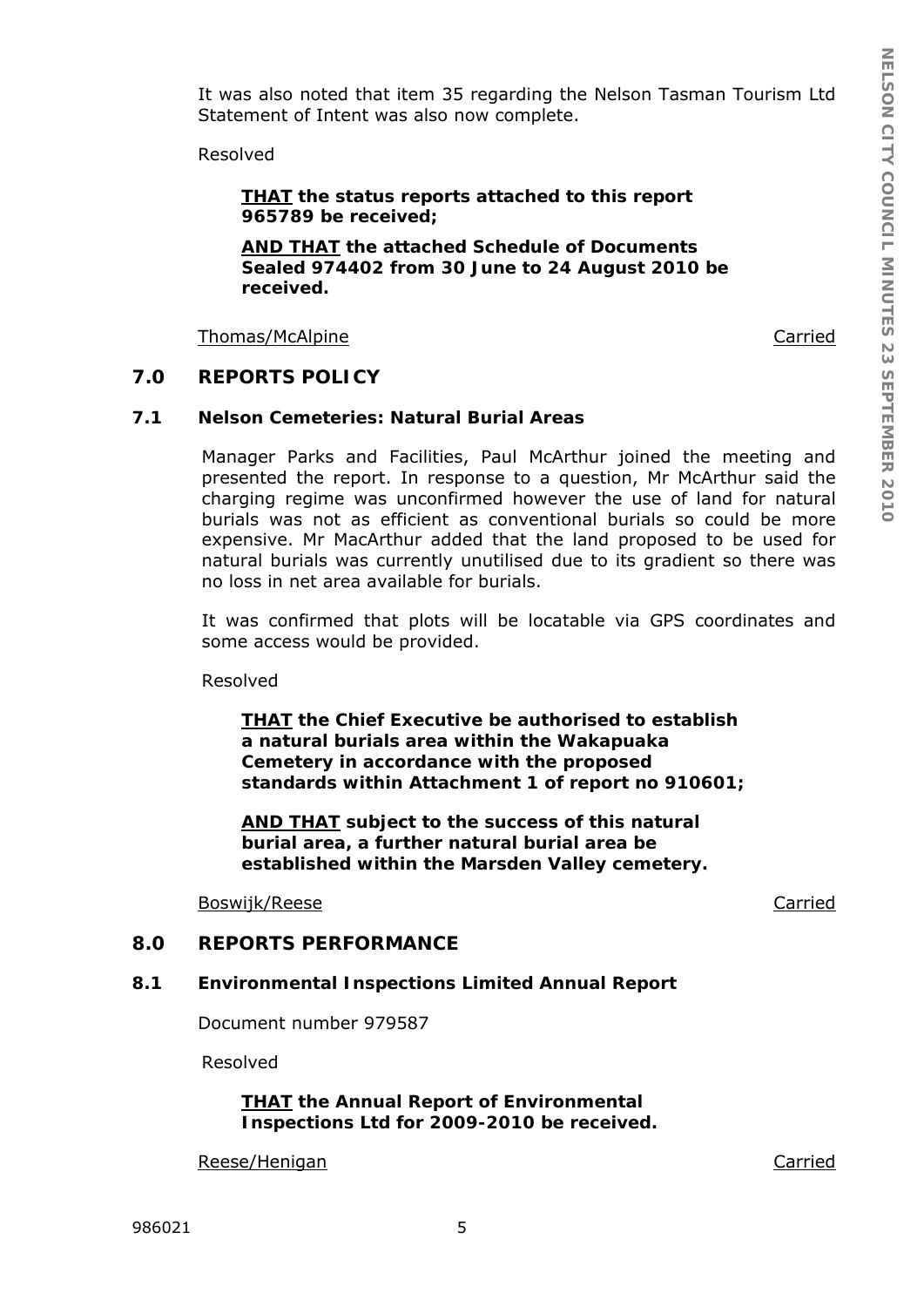It was also noted that item 35 regarding the Nelson Tasman Tourism Ltd Statement of Intent was also now complete.

Resolved

> **THAT the status reports attached to this report 965789 be received;**
>
> **AND THAT the attached Schedule of Documents Sealed 974402 from 30 June to 24 August 2010 be received.**

Thomas/McAlpine — Carried

## 7.0 REPORTS POLICY

### 7.1 Nelson Cemeteries: Natural Burial Areas

Manager Parks and Facilities, Paul McArthur joined the meeting and presented the report. In response to a question, Mr McArthur said the charging regime was unconfirmed however the use of land for natural burials was not as efficient as conventional burials so could be more expensive. Mr MacArthur added that the land proposed to be used for natural burials was currently unutilised due to its gradient so there was no loss in net area available for burials.

It was confirmed that plots will be locatable via GPS coordinates and some access would be provided.

Resolved

> **THAT the Chief Executive be authorised to establish a natural burials area within the Wakapuaka Cemetery in accordance with the proposed standards within Attachment 1 of report no 910601;**
>
> **AND THAT subject to the success of this natural burial area, a further natural burial area be established within the Marsden Valley cemetery.**

Boswijk/Reese — Carried

## 8.0 REPORTS PERFORMANCE

### 8.1 Environmental Inspections Limited Annual Report

Document number 979587

Resolved

> **THAT the Annual Report of Environmental Inspections Ltd for 2009-2010 be received.**

Reese/Henigan — Carried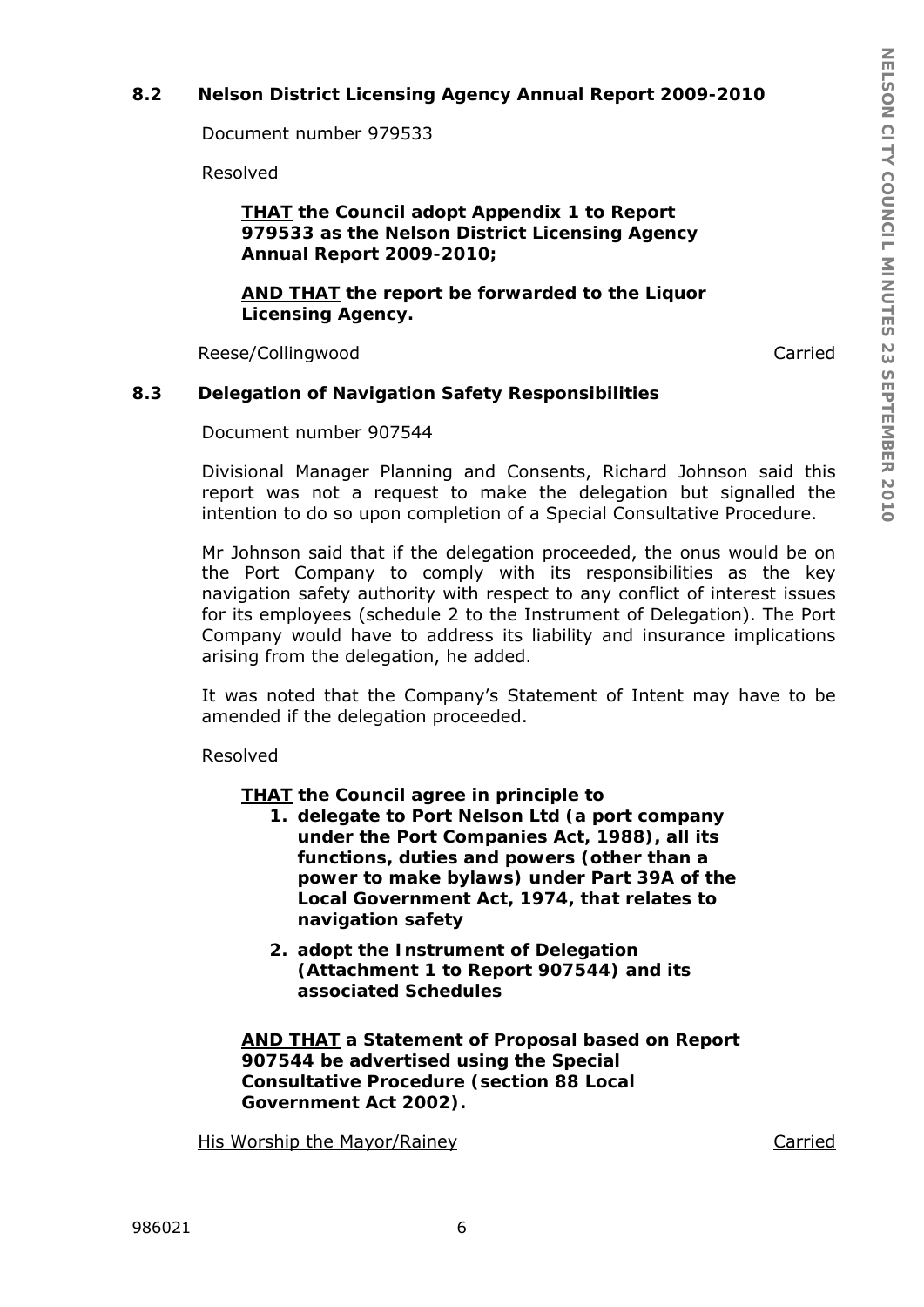## 8.2 Nelson District Licensing Agency Annual Report 2009-2010

Document number 979533

Resolved

> **<u>THAT</u> the Council adopt Appendix 1 to Report 979533 as the Nelson District Licensing Agency Annual Report 2009-2010;**
>
> **<u>AND THAT</u> the report be forwarded to the Liquor Licensing Agency.**

<u>Reese/Collingwood</u> <u>Carried</u>

## 8.3 Delegation of Navigation Safety Responsibilities

Document number 907544

Divisional Manager Planning and Consents, Richard Johnson said this report was not a request to make the delegation but signalled the intention to do so upon completion of a Special Consultative Procedure.

Mr Johnson said that if the delegation proceeded, the onus would be on the Port Company to comply with its responsibilities as the key navigation safety authority with respect to any conflict of interest issues for its employees (schedule 2 to the Instrument of Delegation). The Port Company would have to address its liability and insurance implications arising from the delegation, he added.

It was noted that the Company's Statement of Intent may have to be amended if the delegation proceeded.

Resolved

> **<u>THAT</u> the Council agree in principle to**
>
> 1. **delegate to Port Nelson Ltd (a port company under the Port Companies Act, 1988), all its functions, duties and powers (other than a power to make bylaws) under Part 39A of the Local Government Act, 1974, that relates to navigation safety**
> 2. **adopt the Instrument of Delegation (Attachment 1 to Report 907544) and its associated Schedules**
>
> **<u>AND THAT</u> a Statement of Proposal based on Report 907544 be advertised using the Special Consultative Procedure (section 88 Local Government Act 2002).**

<u>His Worship the Mayor/Rainey</u> <u>Carried</u>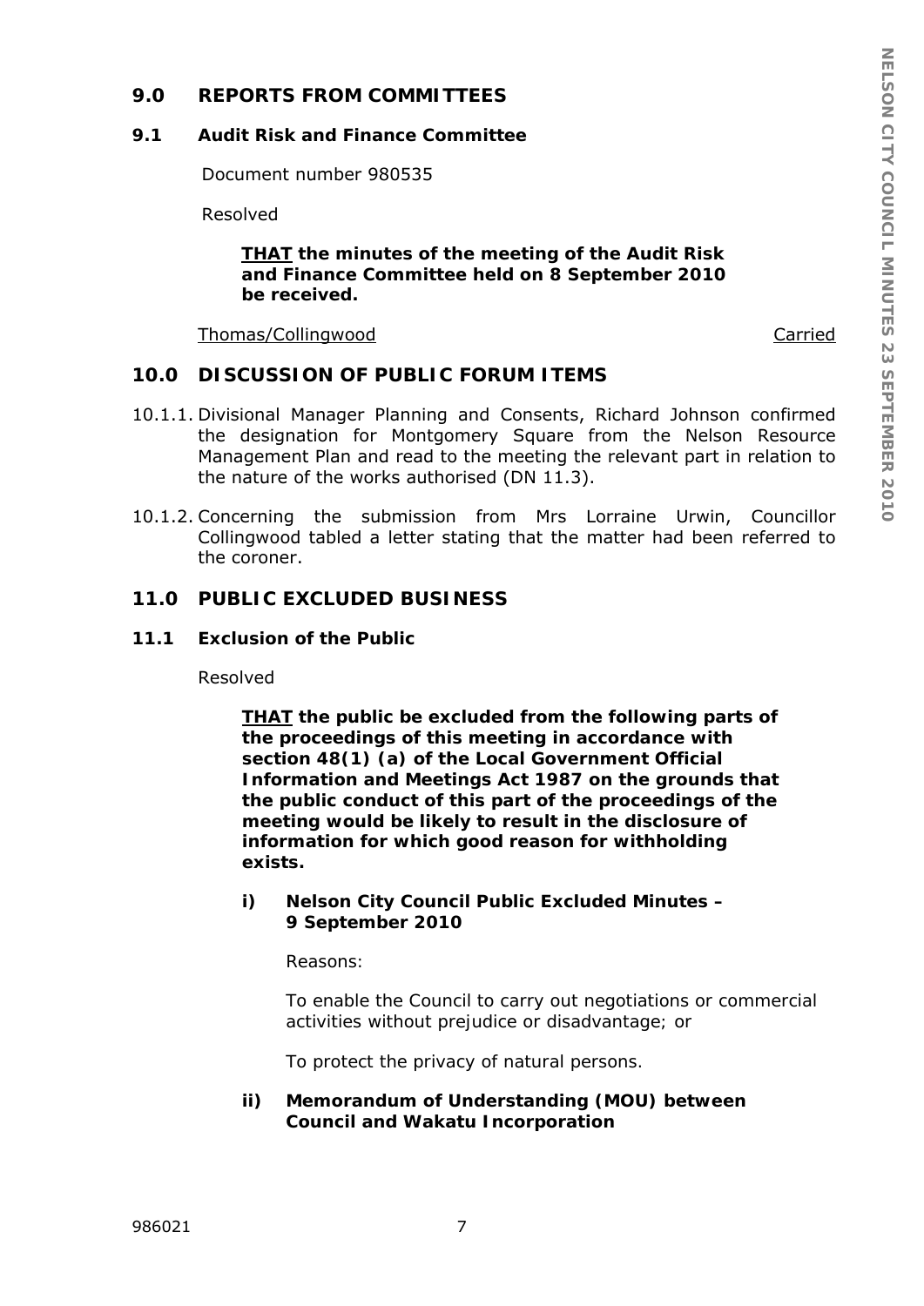## 9.0 REPORTS FROM COMMITTEES

### 9.1 Audit Risk and Finance Committee

Document number 980535

Resolved

> ***THAT*** **the minutes of the meeting of the Audit Risk and Finance Committee held on 8 September 2010 be received.**

Thomas/Collingwood — Carried

## 10.0 DISCUSSION OF PUBLIC FORUM ITEMS

10.1.1. Divisional Manager Planning and Consents, Richard Johnson confirmed the designation for Montgomery Square from the Nelson Resource Management Plan and read to the meeting the relevant part in relation to the nature of the works authorised (DN 11.3).

10.1.2. Concerning the submission from Mrs Lorraine Urwin, Councillor Collingwood tabled a letter stating that the matter had been referred to the coroner.

## 11.0 PUBLIC EXCLUDED BUSINESS

### 11.1 Exclusion of the Public

Resolved

> ***THAT*** **the public be excluded from the following parts of the proceedings of this meeting in accordance with section 48(1) (a) of the Local Government Official Information and Meetings Act 1987 on the grounds that the public conduct of this part of the proceedings of the meeting would be likely to result in the disclosure of information for which good reason for withholding exists.**

**i) Nelson City Council Public Excluded Minutes – 9 September 2010**

Reasons:

To enable the Council to carry out negotiations or commercial activities without prejudice or disadvantage; or

To protect the privacy of natural persons.

**ii) Memorandum of Understanding (MOU) between Council and Wakatu Incorporation**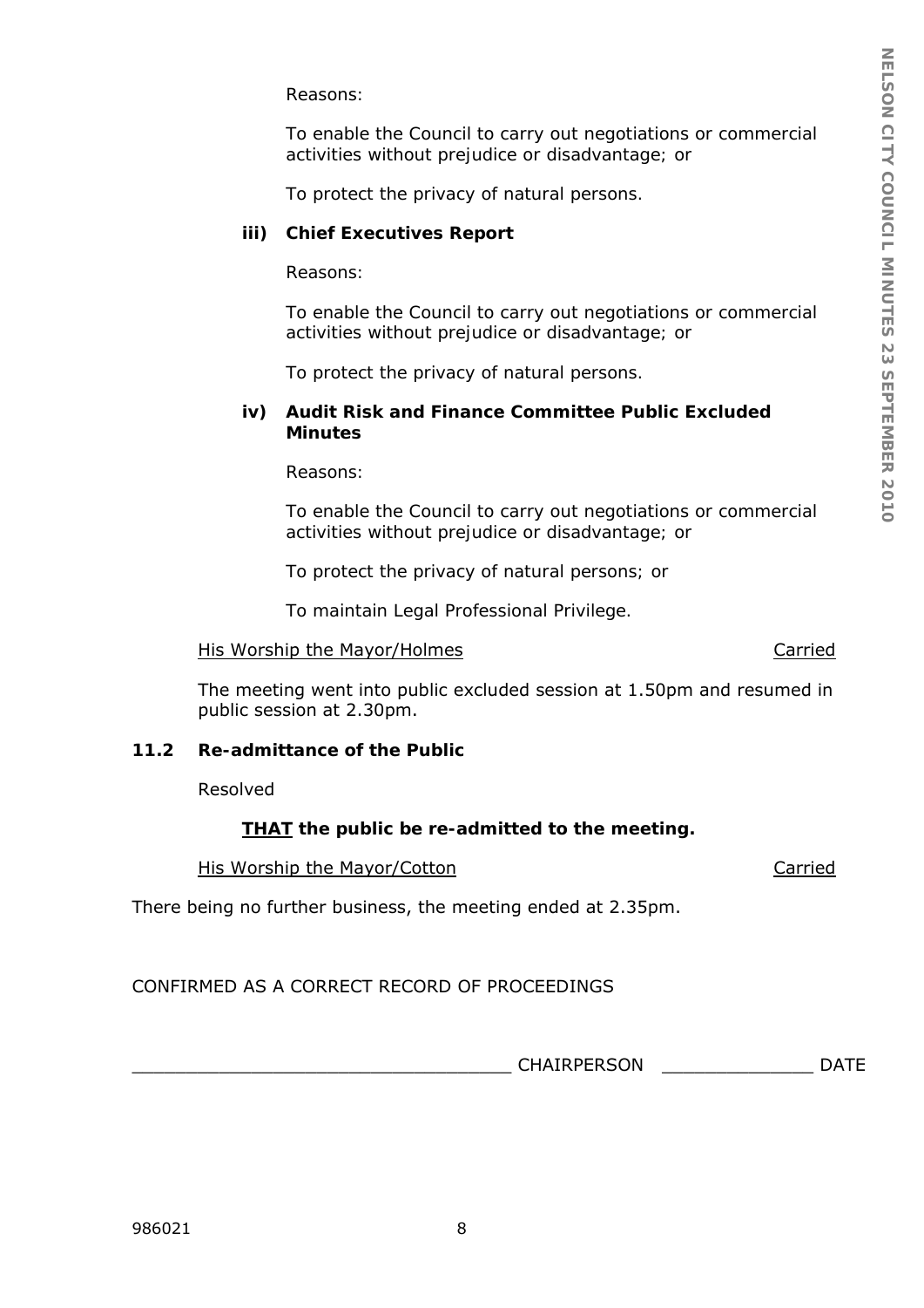Reasons:

To enable the Council to carry out negotiations or commercial activities without prejudice or disadvantage; or

To protect the privacy of natural persons.

**iii) Chief Executives Report**

Reasons:

To enable the Council to carry out negotiations or commercial activities without prejudice or disadvantage; or

To protect the privacy of natural persons.

**iv) Audit Risk and Finance Committee Public Excluded Minutes**

Reasons:

To enable the Council to carry out negotiations or commercial activities without prejudice or disadvantage; or

To protect the privacy of natural persons; or

To maintain Legal Professional Privilege.

His Worship the Mayor/Holmes — Carried

The meeting went into public excluded session at 1.50pm and resumed in public session at 2.30pm.

### 11.2 Re-admittance of the Public

Resolved

**THAT the public be re-admitted to the meeting.**

His Worship the Mayor/Cotton — Carried

There being no further business, the meeting ended at 2.35pm.

CONFIRMED AS A CORRECT RECORD OF PROCEEDINGS

___________________________________ CHAIRPERSON ______________ DATE

986021